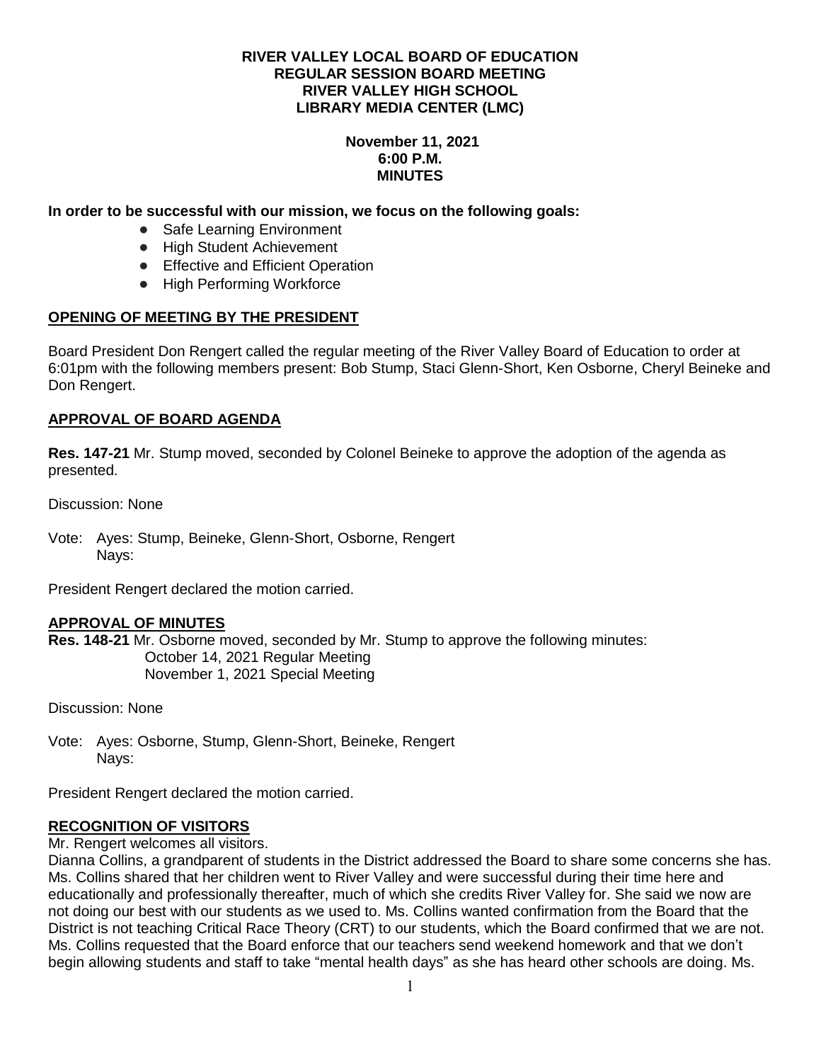**RIVER VALLEY LOCAL BOARD OF EDUCATION**
**REGULAR SESSION BOARD MEETING**
**RIVER VALLEY HIGH SCHOOL**
**LIBRARY MEDIA CENTER (LMC)**

**November 11, 2021**
**6:00 P.M.**
**MINUTES**

**In order to be successful with our mission, we focus on the following goals:**

- Safe Learning Environment
- High Student Achievement
- Effective and Efficient Operation
- High Performing Workforce

## OPENING OF MEETING BY THE PRESIDENT

Board President Don Rengert called the regular meeting of the River Valley Board of Education to order at 6:01pm with the following members present: Bob Stump, Staci Glenn-Short, Ken Osborne, Cheryl Beineke and Don Rengert.

## APPROVAL OF BOARD AGENDA

**Res. 147-21** Mr. Stump moved, seconded by Colonel Beineke to approve the adoption of the agenda as presented.

Discussion: None

Vote: Ayes: Stump, Beineke, Glenn-Short, Osborne, Rengert
Nays:

President Rengert declared the motion carried.

## APPROVAL OF MINUTES

**Res. 148-21** Mr. Osborne moved, seconded by Mr. Stump to approve the following minutes:
October 14, 2021 Regular Meeting
November 1, 2021 Special Meeting

Discussion: None

Vote: Ayes: Osborne, Stump, Glenn-Short, Beineke, Rengert
Nays:

President Rengert declared the motion carried.

## RECOGNITION OF VISITORS

Mr. Rengert welcomes all visitors.

Dianna Collins, a grandparent of students in the District addressed the Board to share some concerns she has. Ms. Collins shared that her children went to River Valley and were successful during their time here and educationally and professionally thereafter, much of which she credits River Valley for. She said we now are not doing our best with our students as we used to. Ms. Collins wanted confirmation from the Board that the District is not teaching Critical Race Theory (CRT) to our students, which the Board confirmed that we are not. Ms. Collins requested that the Board enforce that our teachers send weekend homework and that we don't begin allowing students and staff to take "mental health days" as she has heard other schools are doing. Ms.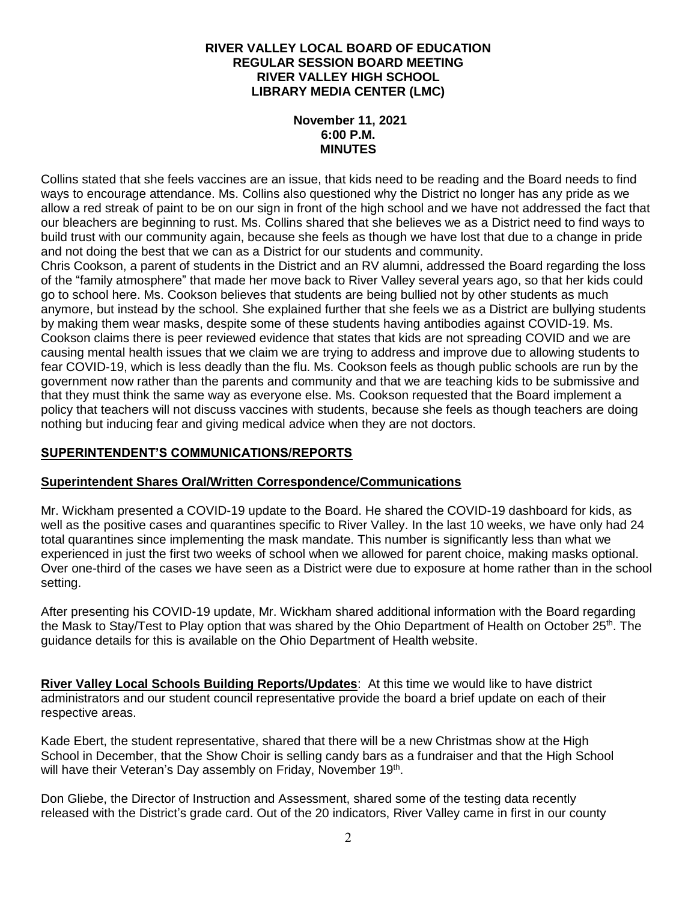# RIVER VALLEY LOCAL BOARD OF EDUCATION
## REGULAR SESSION BOARD MEETING
## RIVER VALLEY HIGH SCHOOL
## LIBRARY MEDIA CENTER (LMC)

**November 11, 2021**
**6:00 P.M.**
**MINUTES**

Collins stated that she feels vaccines are an issue, that kids need to be reading and the Board needs to find ways to encourage attendance. Ms. Collins also questioned why the District no longer has any pride as we allow a red streak of paint to be on our sign in front of the high school and we have not addressed the fact that our bleachers are beginning to rust. Ms. Collins shared that she believes we as a District need to find ways to build trust with our community again, because she feels as though we have lost that due to a change in pride and not doing the best that we can as a District for our students and community.

Chris Cookson, a parent of students in the District and an RV alumni, addressed the Board regarding the loss of the "family atmosphere" that made her move back to River Valley several years ago, so that her kids could go to school here. Ms. Cookson believes that students are being bullied not by other students as much anymore, but instead by the school. She explained further that she feels we as a District are bullying students by making them wear masks, despite some of these students having antibodies against COVID-19. Ms. Cookson claims there is peer reviewed evidence that states that kids are not spreading COVID and we are causing mental health issues that we claim we are trying to address and improve due to allowing students to fear COVID-19, which is less deadly than the flu. Ms. Cookson feels as though public schools are run by the government now rather than the parents and community and that we are teaching kids to be submissive and that they must think the same way as everyone else. Ms. Cookson requested that the Board implement a policy that teachers will not discuss vaccines with students, because she feels as though teachers are doing nothing but inducing fear and giving medical advice when they are not doctors.

## SUPERINTENDENT'S COMMUNICATIONS/REPORTS

### Superintendent Shares Oral/Written Correspondence/Communications

Mr. Wickham presented a COVID-19 update to the Board. He shared the COVID-19 dashboard for kids, as well as the positive cases and quarantines specific to River Valley. In the last 10 weeks, we have only had 24 total quarantines since implementing the mask mandate. This number is significantly less than what we experienced in just the first two weeks of school when we allowed for parent choice, making masks optional. Over one-third of the cases we have seen as a District were due to exposure at home rather than in the school setting.

After presenting his COVID-19 update, Mr. Wickham shared additional information with the Board regarding the Mask to Stay/Test to Play option that was shared by the Ohio Department of Health on October 25th. The guidance details for this is available on the Ohio Department of Health website.

**River Valley Local Schools Building Reports/Updates**: At this time we would like to have district administrators and our student council representative provide the board a brief update on each of their respective areas.

Kade Ebert, the student representative, shared that there will be a new Christmas show at the High School in December, that the Show Choir is selling candy bars as a fundraiser and that the High School will have their Veteran's Day assembly on Friday, November 19th.

Don Gliebe, the Director of Instruction and Assessment, shared some of the testing data recently released with the District's grade card. Out of the 20 indicators, River Valley came in first in our county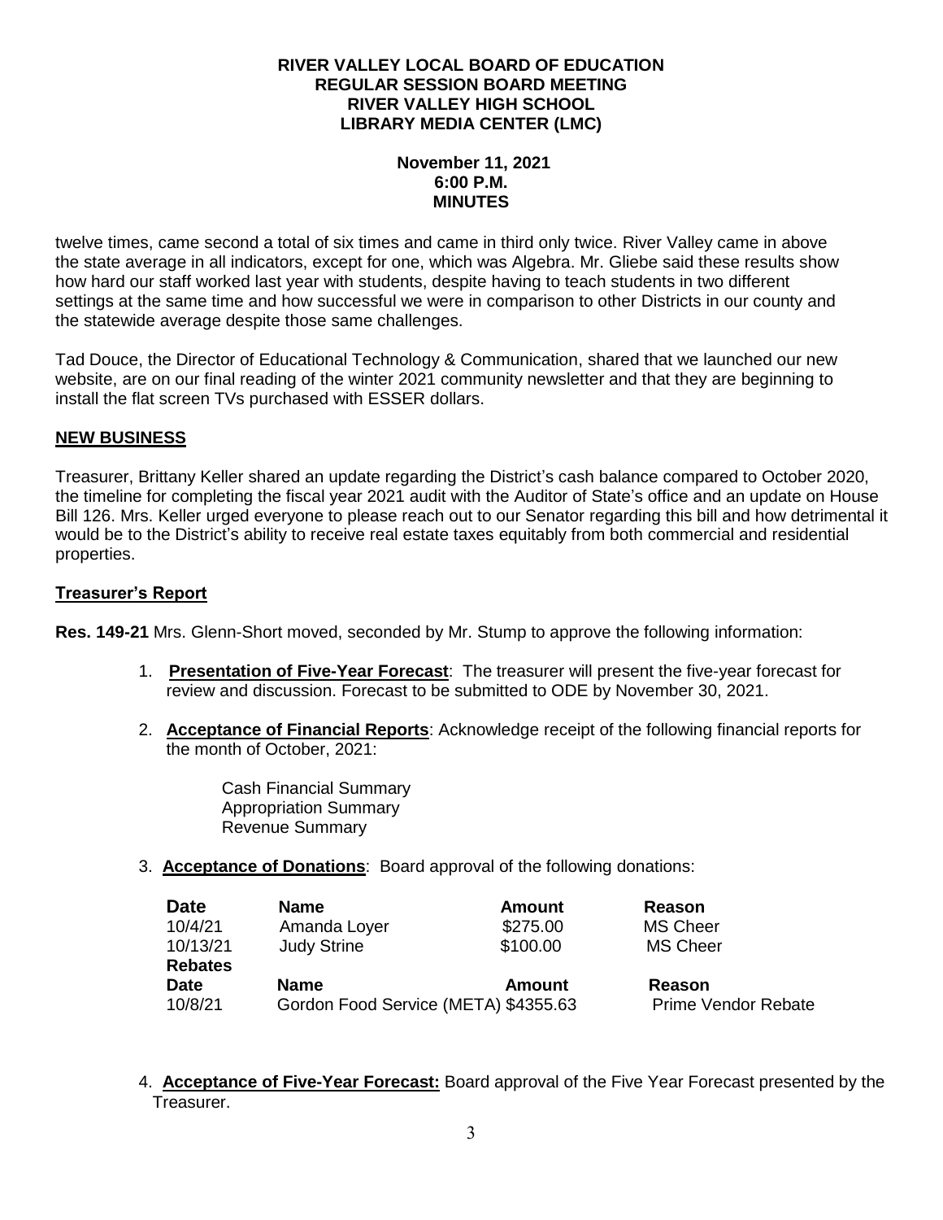RIVER VALLEY LOCAL BOARD OF EDUCATION
REGULAR SESSION BOARD MEETING
RIVER VALLEY HIGH SCHOOL
LIBRARY MEDIA CENTER (LMC)

November 11, 2021
6:00 P.M.
MINUTES

twelve times, came second a total of six times and came in third only twice. River Valley came in above the state average in all indicators, except for one, which was Algebra. Mr. Gliebe said these results show how hard our staff worked last year with students, despite having to teach students in two different settings at the same time and how successful we were in comparison to other Districts in our county and the statewide average despite those same challenges.

Tad Douce, the Director of Educational Technology & Communication, shared that we launched our new website, are on our final reading of the winter 2021 community newsletter and that they are beginning to install the flat screen TVs purchased with ESSER dollars.

## NEW BUSINESS

Treasurer, Brittany Keller shared an update regarding the District's cash balance compared to October 2020, the timeline for completing the fiscal year 2021 audit with the Auditor of State's office and an update on House Bill 126. Mrs. Keller urged everyone to please reach out to our Senator regarding this bill and how detrimental it would be to the District's ability to receive real estate taxes equitably from both commercial and residential properties.

## Treasurer's Report

**Res. 149-21** Mrs. Glenn-Short moved, seconded by Mr. Stump to approve the following information:

1. **Presentation of Five-Year Forecast**: The treasurer will present the five-year forecast for review and discussion. Forecast to be submitted to ODE by November 30, 2021.

2. **Acceptance of Financial Reports**: Acknowledge receipt of the following financial reports for the month of October, 2021:

   Cash Financial Summary
   Appropriation Summary
   Revenue Summary

3. **Acceptance of Donations**: Board approval of the following donations:

| Date | Name | Amount | Reason |
|---|---|---|---|
| 10/4/21 | Amanda Loyer | $275.00 | MS Cheer |
| 10/13/21 | Judy Strine | $100.00 | MS Cheer |
| **Rebates** | | | |
| **Date** | **Name** | **Amount** | **Reason** |
| 10/8/21 | Gordon Food Service (META) | $4355.63 | Prime Vendor Rebate |

4. **Acceptance of Five-Year Forecast:** Board approval of the Five Year Forecast presented by the Treasurer.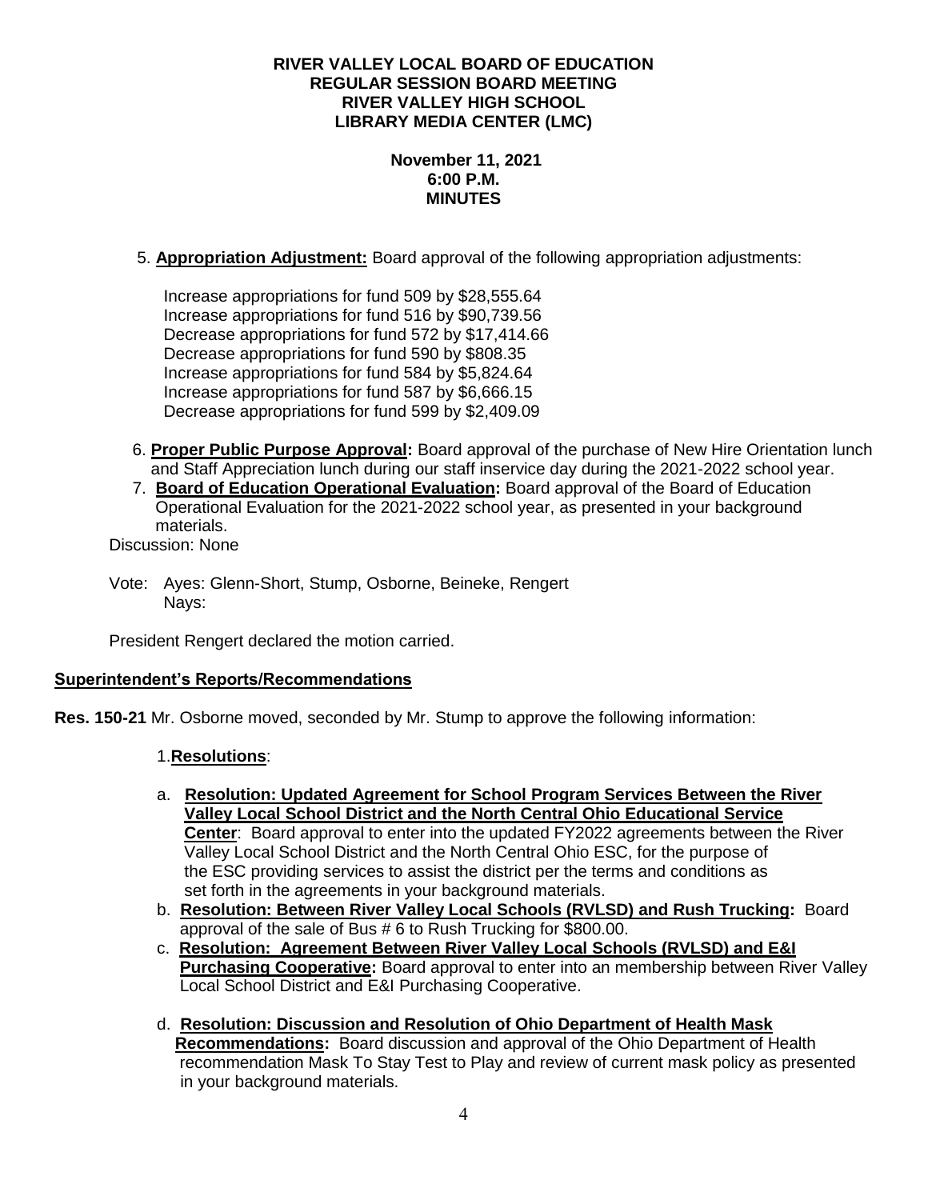**RIVER VALLEY LOCAL BOARD OF EDUCATION**
**REGULAR SESSION BOARD MEETING**
**RIVER VALLEY HIGH SCHOOL**
**LIBRARY MEDIA CENTER (LMC)**

**November 11, 2021**
**6:00 P.M.**
**MINUTES**

5. **Appropriation Adjustment:** Board approval of the following appropriation adjustments:

   Increase appropriations for fund 509 by $28,555.64
   Increase appropriations for fund 516 by $90,739.56
   Decrease appropriations for fund 572 by $17,414.66
   Decrease appropriations for fund 590 by $808.35
   Increase appropriations for fund 584 by $5,824.64
   Increase appropriations for fund 587 by $6,666.15
   Decrease appropriations for fund 599 by $2,409.09

6. **Proper Public Purpose Approval:** Board approval of the purchase of New Hire Orientation lunch and Staff Appreciation lunch during our staff inservice day during the 2021-2022 school year.
7. **Board of Education Operational Evaluation:** Board approval of the Board of Education Operational Evaluation for the 2021-2022 school year, as presented in your background materials.

Discussion: None

Vote: Ayes: Glenn-Short, Stump, Osborne, Beineke, Rengert
Nays:

President Rengert declared the motion carried.

**Superintendent's Reports/Recommendations**

**Res. 150-21** Mr. Osborne moved, seconded by Mr. Stump to approve the following information:

1. **Resolutions**:

   a. **Resolution: Updated Agreement for School Program Services Between the River Valley Local School District and the North Central Ohio Educational Service Center**: Board approval to enter into the updated FY2022 agreements between the River Valley Local School District and the North Central Ohio ESC, for the purpose of the ESC providing services to assist the district per the terms and conditions as set forth in the agreements in your background materials.
   b. **Resolution: Between River Valley Local Schools (RVLSD) and Rush Trucking:** Board approval of the sale of Bus # 6 to Rush Trucking for $800.00.
   c. **Resolution: Agreement Between River Valley Local Schools (RVLSD) and E&I Purchasing Cooperative:** Board approval to enter into an membership between River Valley Local School District and E&I Purchasing Cooperative.
   d. **Resolution: Discussion and Resolution of Ohio Department of Health Mask Recommendations:** Board discussion and approval of the Ohio Department of Health recommendation Mask To Stay Test to Play and review of current mask policy as presented in your background materials.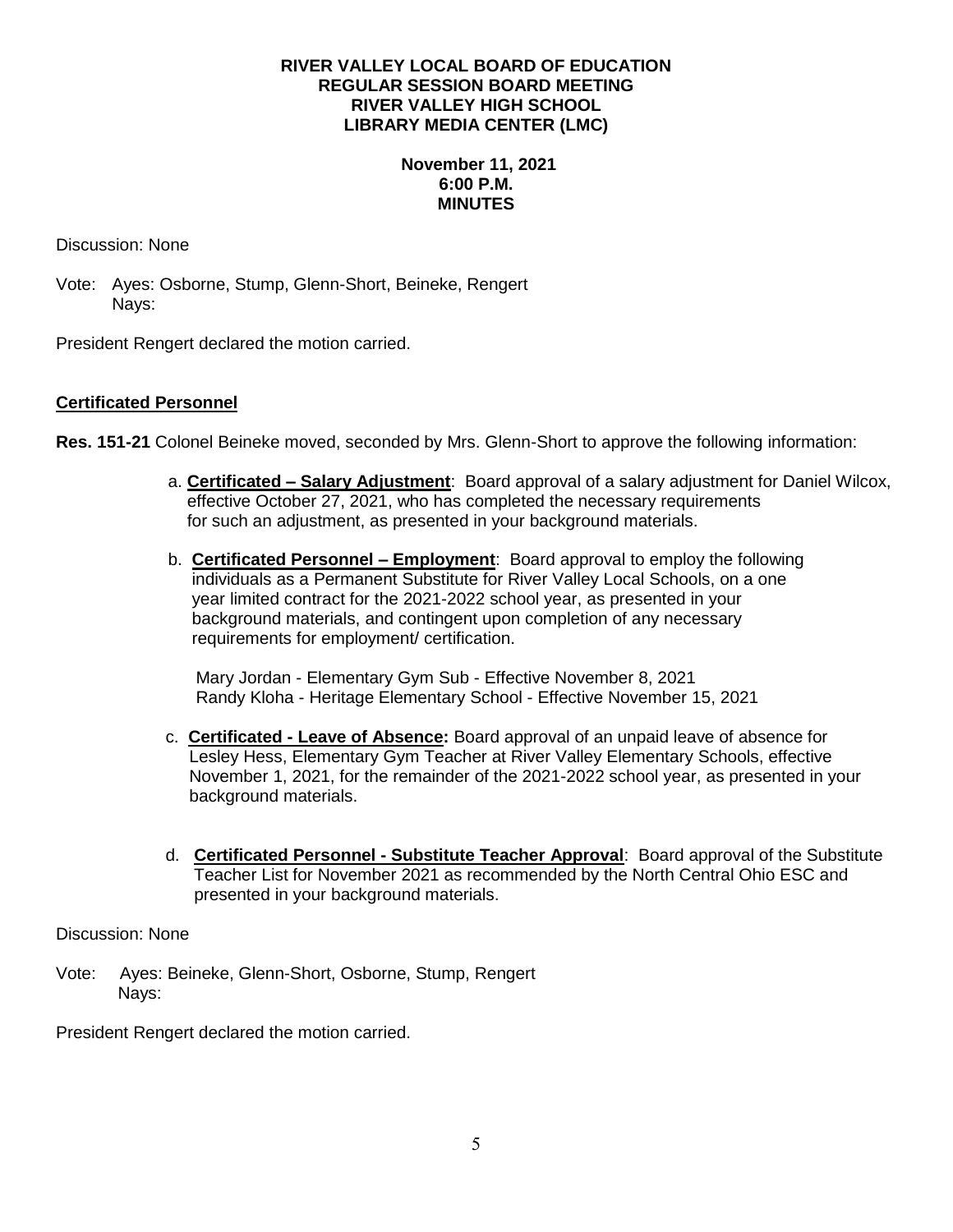**RIVER VALLEY LOCAL BOARD OF EDUCATION**
**REGULAR SESSION BOARD MEETING**
**RIVER VALLEY HIGH SCHOOL**
**LIBRARY MEDIA CENTER (LMC)**

**November 11, 2021**
**6:00 P.M.**
**MINUTES**

Discussion: None

Vote: Ayes: Osborne, Stump, Glenn-Short, Beineke, Rengert
Nays:

President Rengert declared the motion carried.

## Certificated Personnel

**Res. 151-21** Colonel Beineke moved, seconded by Mrs. Glenn-Short to approve the following information:

a. **Certificated – Salary Adjustment**: Board approval of a salary adjustment for Daniel Wilcox, effective October 27, 2021, who has completed the necessary requirements for such an adjustment, as presented in your background materials.

b. **Certificated Personnel – Employment**: Board approval to employ the following individuals as a Permanent Substitute for River Valley Local Schools, on a one year limited contract for the 2021-2022 school year, as presented in your background materials, and contingent upon completion of any necessary requirements for employment/ certification.

   Mary Jordan - Elementary Gym Sub - Effective November 8, 2021
   Randy Kloha - Heritage Elementary School - Effective November 15, 2021

c. **Certificated - Leave of Absence:** Board approval of an unpaid leave of absence for Lesley Hess, Elementary Gym Teacher at River Valley Elementary Schools, effective November 1, 2021, for the remainder of the 2021-2022 school year, as presented in your background materials.

d. **Certificated Personnel - Substitute Teacher Approval**: Board approval of the Substitute Teacher List for November 2021 as recommended by the North Central Ohio ESC and presented in your background materials.

Discussion: None

Vote: Ayes: Beineke, Glenn-Short, Osborne, Stump, Rengert
Nays:

President Rengert declared the motion carried.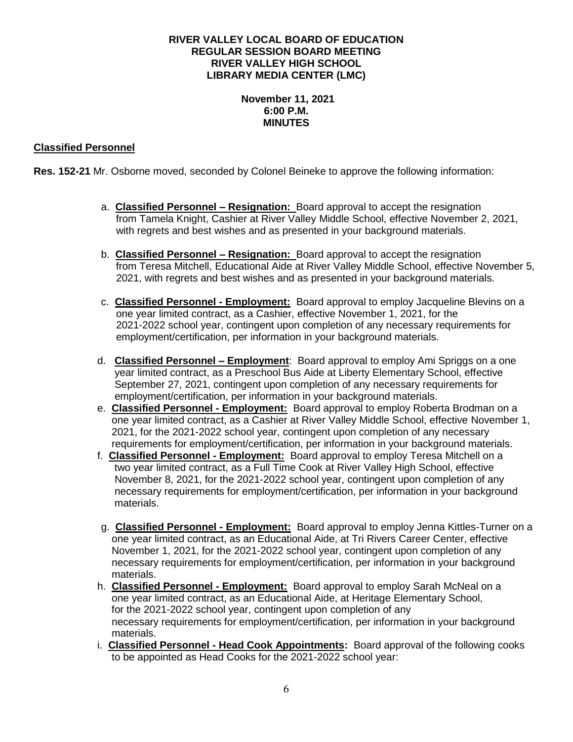# RIVER VALLEY LOCAL BOARD OF EDUCATION
## REGULAR SESSION BOARD MEETING
## RIVER VALLEY HIGH SCHOOL
## LIBRARY MEDIA CENTER (LMC)

**November 11, 2021**
**6:00 P.M.**
**MINUTES**

### Classified Personnel

**Res. 152-21** Mr. Osborne moved, seconded by Colonel Beineke to approve the following information:

a. **Classified Personnel – Resignation:** Board approval to accept the resignation from Tamela Knight, Cashier at River Valley Middle School, effective November 2, 2021, with regrets and best wishes and as presented in your background materials.

b. **Classified Personnel – Resignation:** Board approval to accept the resignation from Teresa Mitchell, Educational Aide at River Valley Middle School, effective November 5, 2021, with regrets and best wishes and as presented in your background materials.

c. **Classified Personnel - Employment:** Board approval to employ Jacqueline Blevins on a one year limited contract, as a Cashier, effective November 1, 2021, for the 2021-2022 school year, contingent upon completion of any necessary requirements for employment/certification, per information in your background materials.

d. **Classified Personnel – Employment**: Board approval to employ Ami Spriggs on a one year limited contract, as a Preschool Bus Aide at Liberty Elementary School, effective September 27, 2021, contingent upon completion of any necessary requirements for employment/certification, per information in your background materials.

e. **Classified Personnel - Employment:** Board approval to employ Roberta Brodman on a one year limited contract, as a Cashier at River Valley Middle School, effective November 1, 2021, for the 2021-2022 school year, contingent upon completion of any necessary requirements for employment/certification, per information in your background materials.

f. **Classified Personnel - Employment:** Board approval to employ Teresa Mitchell on a two year limited contract, as a Full Time Cook at River Valley High School, effective November 8, 2021, for the 2021-2022 school year, contingent upon completion of any necessary requirements for employment/certification, per information in your background materials.

g. **Classified Personnel - Employment:** Board approval to employ Jenna Kittles-Turner on a one year limited contract, as an Educational Aide, at Tri Rivers Career Center, effective November 1, 2021, for the 2021-2022 school year, contingent upon completion of any necessary requirements for employment/certification, per information in your background materials.

h. **Classified Personnel - Employment:** Board approval to employ Sarah McNeal on a one year limited contract, as an Educational Aide, at Heritage Elementary School, for the 2021-2022 school year, contingent upon completion of any necessary requirements for employment/certification, per information in your background materials.

i. **Classified Personnel - Head Cook Appointments:** Board approval of the following cooks to be appointed as Head Cooks for the 2021-2022 school year: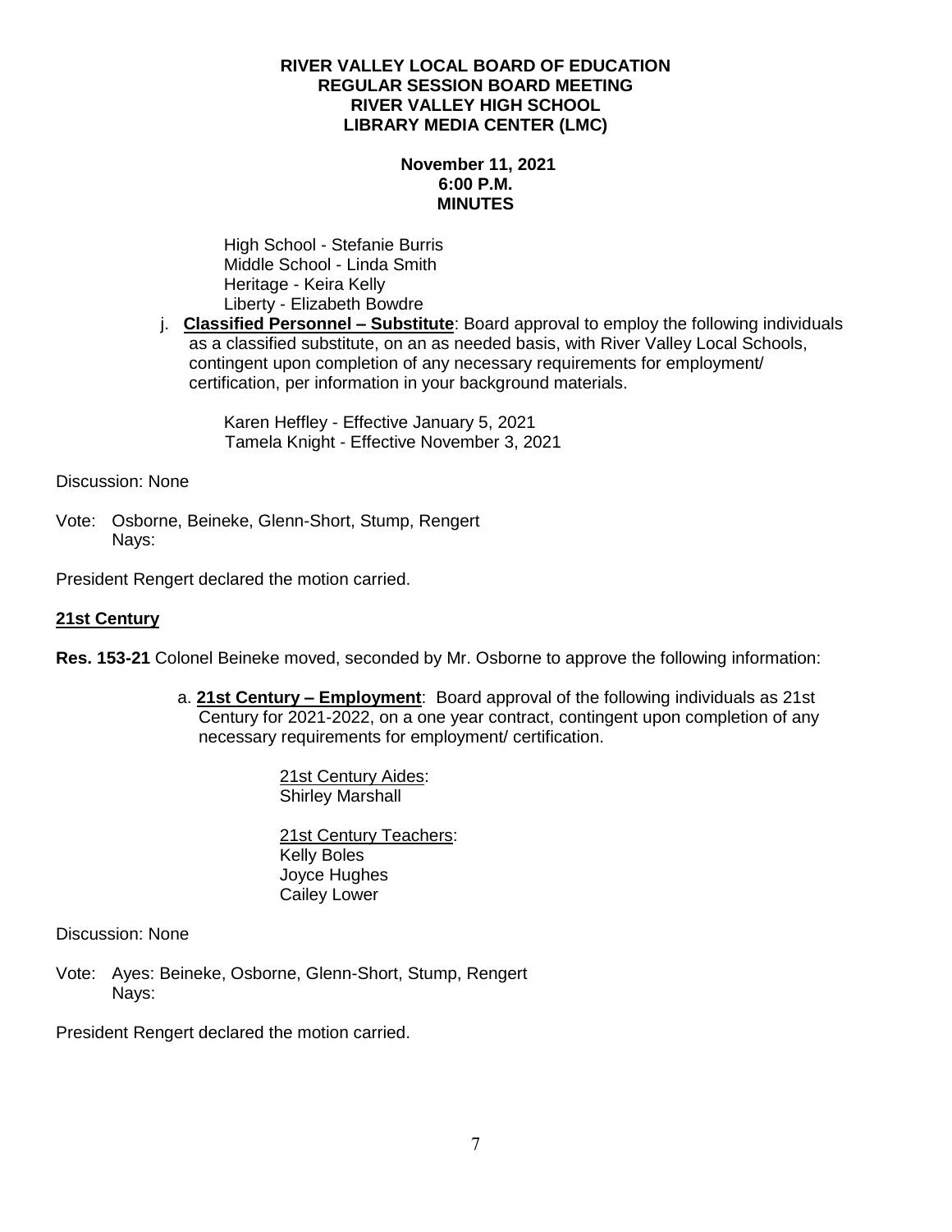**RIVER VALLEY LOCAL BOARD OF EDUCATION**
**REGULAR SESSION BOARD MEETING**
**RIVER VALLEY HIGH SCHOOL**
**LIBRARY MEDIA CENTER (LMC)**

**November 11, 2021**
**6:00 P.M.**
**MINUTES**

High School - Stefanie Burris
Middle School - Linda Smith
Heritage - Keira Kelly
Liberty - Elizabeth Bowdre

j. **Classified Personnel – Substitute**: Board approval to employ the following individuals as a classified substitute, on an as needed basis, with River Valley Local Schools, contingent upon completion of any necessary requirements for employment/ certification, per information in your background materials.

Karen Heffley - Effective January 5, 2021
Tamela Knight - Effective November 3, 2021

Discussion: None

Vote: Osborne, Beineke, Glenn-Short, Stump, Rengert
Nays:

President Rengert declared the motion carried.

**21st Century**

**Res. 153-21** Colonel Beineke moved, seconded by Mr. Osborne to approve the following information:

a. **21st Century – Employment**: Board approval of the following individuals as 21st Century for 2021-2022, on a one year contract, contingent upon completion of any necessary requirements for employment/ certification.

21st Century Aides:
Shirley Marshall

21st Century Teachers:
Kelly Boles
Joyce Hughes
Cailey Lower

Discussion: None

Vote: Ayes: Beineke, Osborne, Glenn-Short, Stump, Rengert
Nays:

President Rengert declared the motion carried.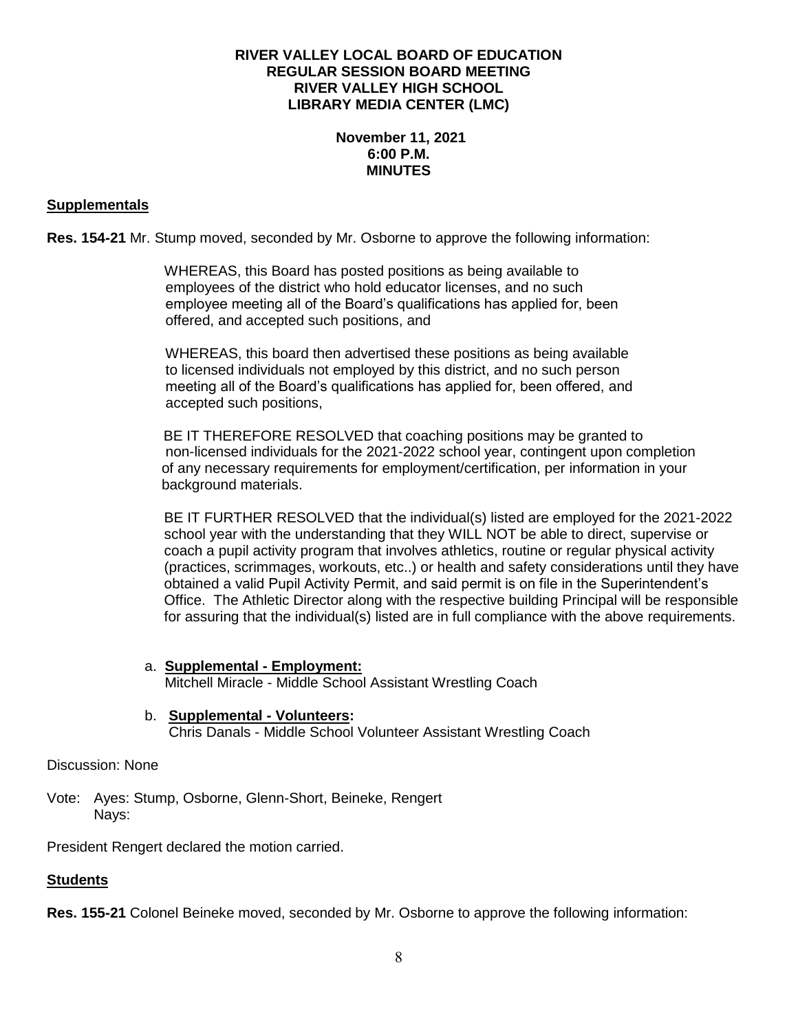**RIVER VALLEY LOCAL BOARD OF EDUCATION**
**REGULAR SESSION BOARD MEETING**
**RIVER VALLEY HIGH SCHOOL**
**LIBRARY MEDIA CENTER (LMC)**

**November 11, 2021**
**6:00 P.M.**
**MINUTES**

## Supplementals

**Res. 154-21** Mr. Stump moved, seconded by Mr. Osborne to approve the following information:

WHEREAS, this Board has posted positions as being available to employees of the district who hold educator licenses, and no such employee meeting all of the Board's qualifications has applied for, been offered, and accepted such positions, and

WHEREAS, this board then advertised these positions as being available to licensed individuals not employed by this district, and no such person meeting all of the Board's qualifications has applied for, been offered, and accepted such positions,

BE IT THEREFORE RESOLVED that coaching positions may be granted to non-licensed individuals for the 2021-2022 school year, contingent upon completion of any necessary requirements for employment/certification, per information in your background materials.

BE IT FURTHER RESOLVED that the individual(s) listed are employed for the 2021-2022 school year with the understanding that they WILL NOT be able to direct, supervise or coach a pupil activity program that involves athletics, routine or regular physical activity (practices, scrimmages, workouts, etc..) or health and safety considerations until they have obtained a valid Pupil Activity Permit, and said permit is on file in the Superintendent's Office. The Athletic Director along with the respective building Principal will be responsible for assuring that the individual(s) listed are in full compliance with the above requirements.

a. **Supplemental - Employment:**
   Mitchell Miracle - Middle School Assistant Wrestling Coach

b. **Supplemental - Volunteers:**
   Chris Danals - Middle School Volunteer Assistant Wrestling Coach

Discussion: None

Vote: Ayes: Stump, Osborne, Glenn-Short, Beineke, Rengert
Nays:

President Rengert declared the motion carried.

## Students

**Res. 155-21** Colonel Beineke moved, seconded by Mr. Osborne to approve the following information: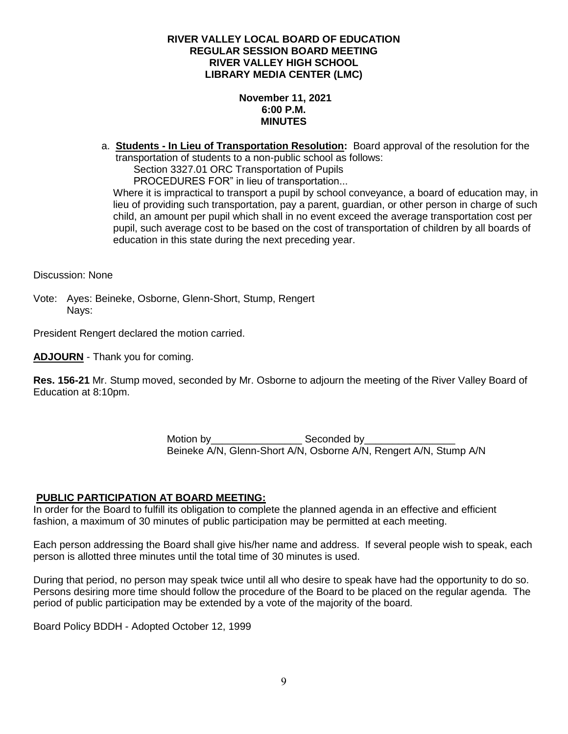**RIVER VALLEY LOCAL BOARD OF EDUCATION**
**REGULAR SESSION BOARD MEETING**
**RIVER VALLEY HIGH SCHOOL**
**LIBRARY MEDIA CENTER (LMC)**

**November 11, 2021**
**6:00 P.M.**
**MINUTES**

a. **Students - In Lieu of Transportation Resolution:** Board approval of the resolution for the transportation of students to a non-public school as follows:
   Section 3327.01 ORC Transportation of Pupils
   PROCEDURES FOR" in lieu of transportation...
   Where it is impractical to transport a pupil by school conveyance, a board of education may, in lieu of providing such transportation, pay a parent, guardian, or other person in charge of such child, an amount per pupil which shall in no event exceed the average transportation cost per pupil, such average cost to be based on the cost of transportation of children by all boards of education in this state during the next preceding year.

Discussion: None

Vote: Ayes: Beineke, Osborne, Glenn-Short, Stump, Rengert
Nays:

President Rengert declared the motion carried.

**ADJOURN** - Thank you for coming.

**Res. 156-21** Mr. Stump moved, seconded by Mr. Osborne to adjourn the meeting of the River Valley Board of Education at 8:10pm.

Motion by________________ Seconded by________________
Beineke A/N, Glenn-Short A/N, Osborne A/N, Rengert A/N, Stump A/N

**PUBLIC PARTICIPATION AT BOARD MEETING:**

In order for the Board to fulfill its obligation to complete the planned agenda in an effective and efficient fashion, a maximum of 30 minutes of public participation may be permitted at each meeting.

Each person addressing the Board shall give his/her name and address. If several people wish to speak, each person is allotted three minutes until the total time of 30 minutes is used.

During that period, no person may speak twice until all who desire to speak have had the opportunity to do so. Persons desiring more time should follow the procedure of the Board to be placed on the regular agenda. The period of public participation may be extended by a vote of the majority of the board.

Board Policy BDDH - Adopted October 12, 1999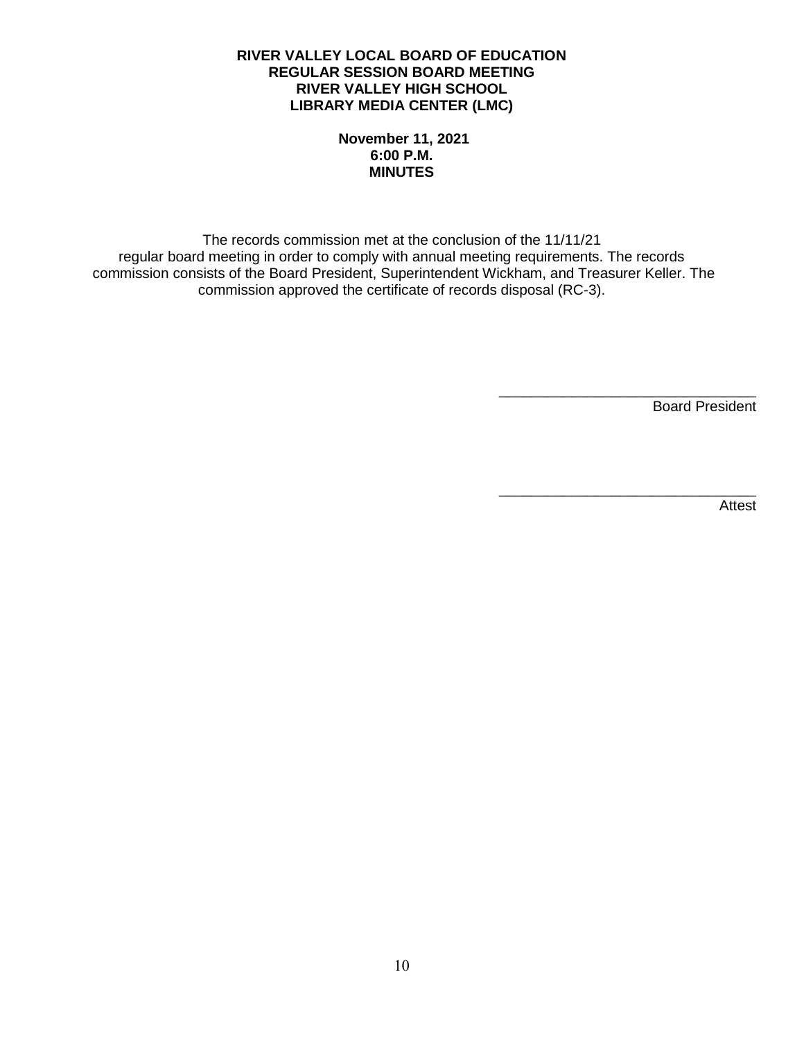**RIVER VALLEY LOCAL BOARD OF EDUCATION**
**REGULAR SESSION BOARD MEETING**
**RIVER VALLEY HIGH SCHOOL**
**LIBRARY MEDIA CENTER (LMC)**

**November 11, 2021**
**6:00 P.M.**
**MINUTES**

The records commission met at the conclusion of the 11/11/21 regular board meeting in order to comply with annual meeting requirements. The records commission consists of the Board President, Superintendent Wickham, and Treasurer Keller. The commission approved the certificate of records disposal (RC-3).

_______________________________
Board President

_______________________________
Attest